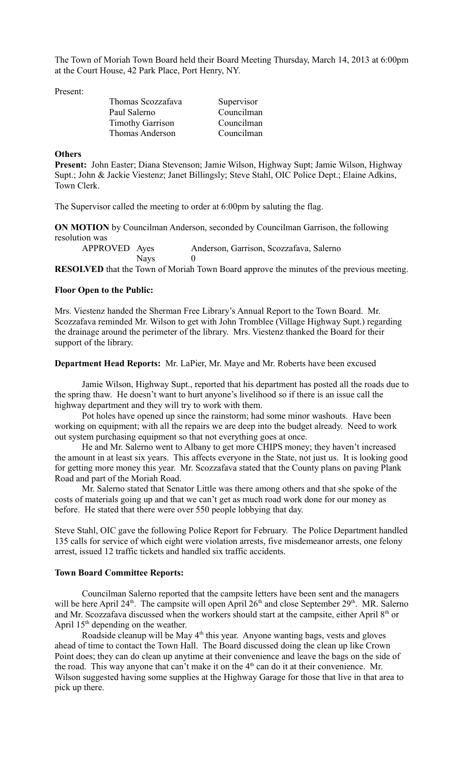The Town of Moriah Town Board held their Board Meeting Thursday, March 14, 2013 at 6:00pm at the Court House, 42 Park Place, Port Henry, NY.

Present:

| | |
|---|---|
| Thomas Scozzafava | Supervisor |
| Paul Salerno | Councilman |
| Timothy Garrison | Councilman |
| Thomas Anderson | Councilman |

**Others**

**Present:** John Easter; Diana Stevenson; Jamie Wilson, Highway Supt; Jamie Wilson, Highway Supt.; John & Jackie Viestenz; Janet Billingsly; Steve Stahl, OIC Police Dept.; Elaine Adkins, Town Clerk.

The Supervisor called the meeting to order at 6:00pm by saluting the flag.

**ON MOTION** by Councilman Anderson, seconded by Councilman Garrison, the following resolution was

APPROVED Ayes Anderson, Garrison, Scozzafava, Salerno
Nays 0

**RESOLVED** that the Town of Moriah Town Board approve the minutes of the previous meeting.

**Floor Open to the Public:**

Mrs. Viestenz handed the Sherman Free Library's Annual Report to the Town Board. Mr. Scozzafava reminded Mr. Wilson to get with John Tromblee (Village Highway Supt.) regarding the drainage around the perimeter of the library. Mrs. Viestenz thanked the Board for their support of the library.

**Department Head Reports:** Mr. LaPier, Mr. Maye and Mr. Roberts have been excused

Jamie Wilson, Highway Supt., reported that his department has posted all the roads due to the spring thaw. He doesn't want to hurt anyone's livelihood so if there is an issue call the highway department and they will try to work with them.

Pot holes have opened up since the rainstorm; had some minor washouts. Have been working on equipment; with all the repairs we are deep into the budget already. Need to work out system purchasing equipment so that not everything goes at once.

He and Mr. Salerno went to Albany to get more CHIPS money; they haven't increased the amount in at least six years. This affects everyone in the State, not just us. It is looking good for getting more money this year. Mr. Scozzafava stated that the County plans on paving Plank Road and part of the Moriah Road.

Mr. Salerno stated that Senator Little was there among others and that she spoke of the costs of materials going up and that we can't get as much road work done for our money as before. He stated that there were over 550 people lobbying that day.

Steve Stahl, OIC gave the following Police Report for February. The Police Department handled 135 calls for service of which eight were violation arrests, five misdemeanor arrests, one felony arrest, issued 12 traffic tickets and handled six traffic accidents.

**Town Board Committee Reports:**

Councilman Salerno reported that the campsite letters have been sent and the managers will be here April 24th. The campsite will open April 26th and close September 29th. MR. Salerno and Mr. Scozzafava discussed when the workers should start at the campsite, either April 8th or April 15th depending on the weather.

Roadside cleanup will be May 4th this year. Anyone wanting bags, vests and gloves ahead of time to contact the Town Hall. The Board discussed doing the clean up like Crown Point does; they can do clean up anytime at their convenience and leave the bags on the side of the road. This way anyone that can't make it on the 4th can do it at their convenience. Mr. Wilson suggested having some supplies at the Highway Garage for those that live in that area to pick up there.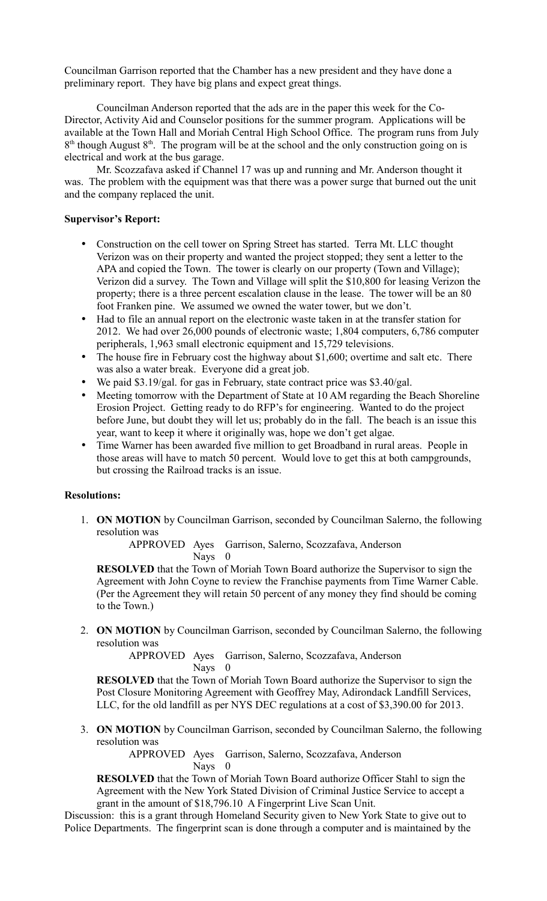Councilman Garrison reported that the Chamber has a new president and they have done a preliminary report. They have big plans and expect great things.

Councilman Anderson reported that the ads are in the paper this week for the Co-Director, Activity Aid and Counselor positions for the summer program. Applications will be available at the Town Hall and Moriah Central High School Office. The program runs from July 8th though August 8th. The program will be at the school and the only construction going on is electrical and work at the bus garage.

Mr. Scozzafava asked if Channel 17 was up and running and Mr. Anderson thought it was. The problem with the equipment was that there was a power surge that burned out the unit and the company replaced the unit.

**Supervisor's Report:**

- Construction on the cell tower on Spring Street has started. Terra Mt. LLC thought Verizon was on their property and wanted the project stopped; they sent a letter to the APA and copied the Town. The tower is clearly on our property (Town and Village); Verizon did a survey. The Town and Village will split the $10,800 for leasing Verizon the property; there is a three percent escalation clause in the lease. The tower will be an 80 foot Franken pine. We assumed we owned the water tower, but we don't.
- Had to file an annual report on the electronic waste taken in at the transfer station for 2012. We had over 26,000 pounds of electronic waste; 1,804 computers, 6,786 computer peripherals, 1,963 small electronic equipment and 15,729 televisions.
- The house fire in February cost the highway about $1,600; overtime and salt etc. There was also a water break. Everyone did a great job.
- We paid $3.19/gal. for gas in February, state contract price was $3.40/gal.
- Meeting tomorrow with the Department of State at 10 AM regarding the Beach Shoreline Erosion Project. Getting ready to do RFP's for engineering. Wanted to do the project before June, but doubt they will let us; probably do in the fall. The beach is an issue this year, want to keep it where it originally was, hope we don't get algae.
- Time Warner has been awarded five million to get Broadband in rural areas. People in those areas will have to match 50 percent. Would love to get this at both campgrounds, but crossing the Railroad tracks is an issue.

**Resolutions:**

1. **ON MOTION** by Councilman Garrison, seconded by Councilman Salerno, the following resolution was

   APPROVED Ayes Garrison, Salerno, Scozzafava, Anderson
   Nays 0

   **RESOLVED** that the Town of Moriah Town Board authorize the Supervisor to sign the Agreement with John Coyne to review the Franchise payments from Time Warner Cable. (Per the Agreement they will retain 50 percent of any money they find should be coming to the Town.)

2. **ON MOTION** by Councilman Garrison, seconded by Councilman Salerno, the following resolution was

   APPROVED Ayes Garrison, Salerno, Scozzafava, Anderson
   Nays 0

   **RESOLVED** that the Town of Moriah Town Board authorize the Supervisor to sign the Post Closure Monitoring Agreement with Geoffrey May, Adirondack Landfill Services, LLC, for the old landfill as per NYS DEC regulations at a cost of $3,390.00 for 2013.

3. **ON MOTION** by Councilman Garrison, seconded by Councilman Salerno, the following resolution was

   APPROVED Ayes Garrison, Salerno, Scozzafava, Anderson
   Nays 0

   **RESOLVED** that the Town of Moriah Town Board authorize Officer Stahl to sign the Agreement with the New York Stated Division of Criminal Justice Service to accept a grant in the amount of $18,796.10 A Fingerprint Live Scan Unit.

Discussion: this is a grant through Homeland Security given to New York State to give out to Police Departments. The fingerprint scan is done through a computer and is maintained by the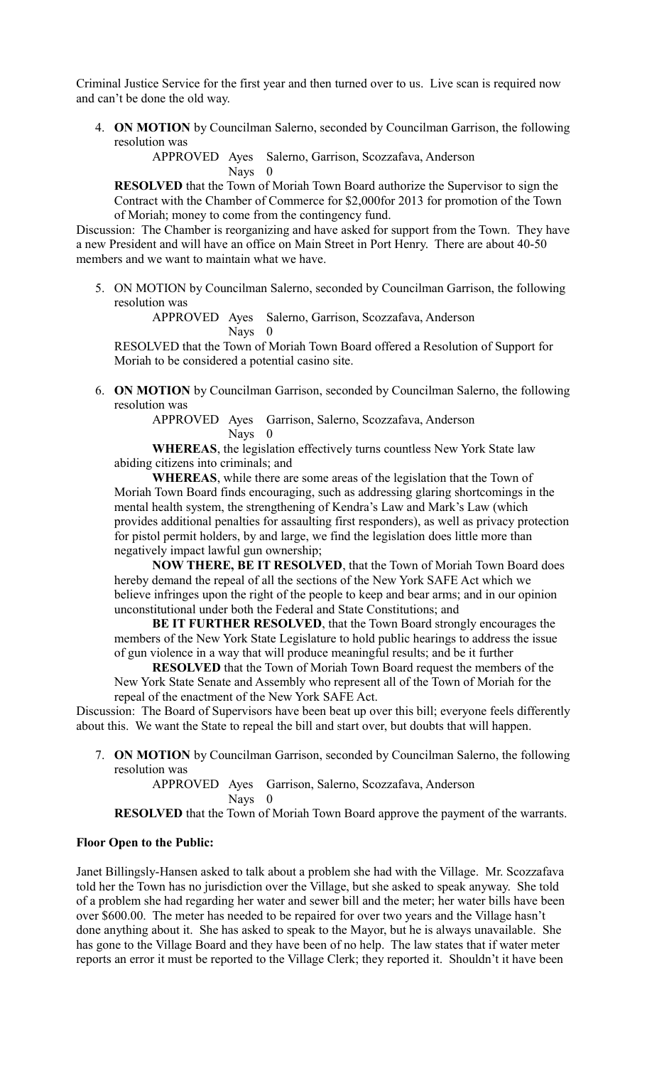Criminal Justice Service for the first year and then turned over to us. Live scan is required now and can't be done the old way.

4. **ON MOTION** by Councilman Salerno, seconded by Councilman Garrison, the following resolution was

   APPROVED Ayes Salerno, Garrison, Scozzafava, Anderson
   Nays 0

   **RESOLVED** that the Town of Moriah Town Board authorize the Supervisor to sign the Contract with the Chamber of Commerce for $2,000for 2013 for promotion of the Town of Moriah; money to come from the contingency fund.

Discussion: The Chamber is reorganizing and have asked for support from the Town. They have a new President and will have an office on Main Street in Port Henry. There are about 40-50 members and we want to maintain what we have.

5. ON MOTION by Councilman Salerno, seconded by Councilman Garrison, the following resolution was

   APPROVED Ayes Salerno, Garrison, Scozzafava, Anderson
   Nays 0

   RESOLVED that the Town of Moriah Town Board offered a Resolution of Support for Moriah to be considered a potential casino site.

6. **ON MOTION** by Councilman Garrison, seconded by Councilman Salerno, the following resolution was

   APPROVED Ayes Garrison, Salerno, Scozzafava, Anderson
   Nays 0

   **WHEREAS**, the legislation effectively turns countless New York State law abiding citizens into criminals; and

   **WHEREAS**, while there are some areas of the legislation that the Town of Moriah Town Board finds encouraging, such as addressing glaring shortcomings in the mental health system, the strengthening of Kendra's Law and Mark's Law (which provides additional penalties for assaulting first responders), as well as privacy protection for pistol permit holders, by and large, we find the legislation does little more than negatively impact lawful gun ownership;

   **NOW THERE, BE IT RESOLVED**, that the Town of Moriah Town Board does hereby demand the repeal of all the sections of the New York SAFE Act which we believe infringes upon the right of the people to keep and bear arms; and in our opinion unconstitutional under both the Federal and State Constitutions; and

   **BE IT FURTHER RESOLVED**, that the Town Board strongly encourages the members of the New York State Legislature to hold public hearings to address the issue of gun violence in a way that will produce meaningful results; and be it further

   **RESOLVED** that the Town of Moriah Town Board request the members of the New York State Senate and Assembly who represent all of the Town of Moriah for the repeal of the enactment of the New York SAFE Act.

Discussion: The Board of Supervisors have been beat up over this bill; everyone feels differently about this. We want the State to repeal the bill and start over, but doubts that will happen.

7. **ON MOTION** by Councilman Garrison, seconded by Councilman Salerno, the following resolution was

   APPROVED Ayes Garrison, Salerno, Scozzafava, Anderson
   Nays 0

   **RESOLVED** that the Town of Moriah Town Board approve the payment of the warrants.

**Floor Open to the Public:**

Janet Billingsly-Hansen asked to talk about a problem she had with the Village. Mr. Scozzafava told her the Town has no jurisdiction over the Village, but she asked to speak anyway. She told of a problem she had regarding her water and sewer bill and the meter; her water bills have been over $600.00. The meter has needed to be repaired for over two years and the Village hasn't done anything about it. She has asked to speak to the Mayor, but he is always unavailable. She has gone to the Village Board and they have been of no help. The law states that if water meter reports an error it must be reported to the Village Clerk; they reported it. Shouldn't it have been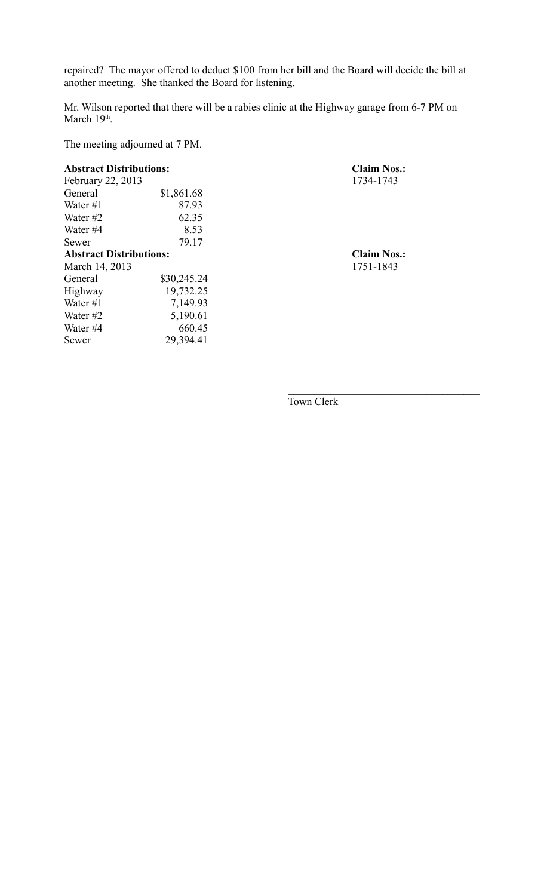repaired? The mayor offered to deduct $100 from her bill and the Board will decide the bill at another meeting. She thanked the Board for listening.

Mr. Wilson reported that there will be a rabies clinic at the Highway garage from 6-7 PM on March 19th.

The meeting adjourned at 7 PM.

| **Abstract Distributions:** | | **Claim Nos.:** |
|---|---|---|
| February 22, 2013 | | 1734-1743 |
| General | $1,861.68 | |
| Water #1 | 87.93 | |
| Water #2 | 62.35 | |
| Water #4 | 8.53 | |
| Sewer | 79.17 | |
| **Abstract Distributions:** | | **Claim Nos.:** |
| March 14, 2013 | | 1751-1843 |
| General | $30,245.24 | |
| Highway | 19,732.25 | |
| Water #1 | 7,149.93 | |
| Water #2 | 5,190.61 | |
| Water #4 | 660.45 | |
| Sewer | 29,394.41 | |

\_\_\_\_\_\_\_\_\_\_\_\_\_\_\_\_\_\_\_\_\_\_\_\_\_\_\_\_\_\_\_\_\_\_\_\_

Town Clerk